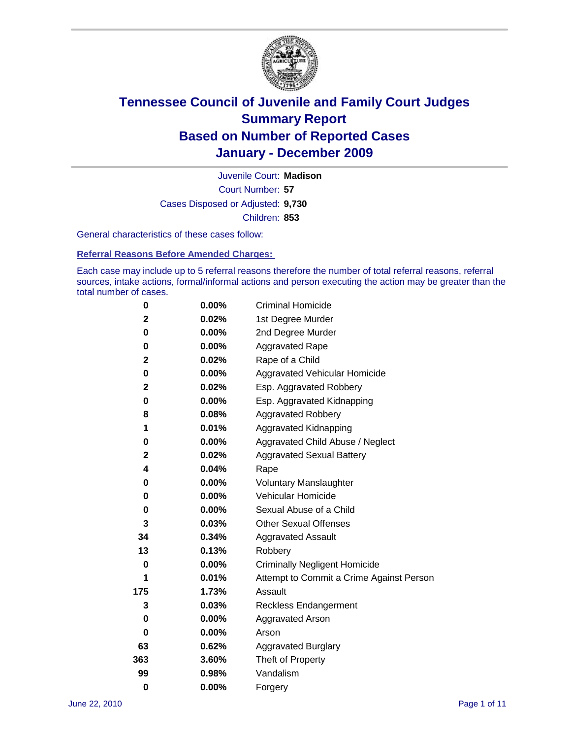# Tennessee Council of Juvenile and Family Court Judges
# Summary Report
# Based on Number of Reported Cases
# January - December 2009

Juvenile Court: **Madison**

Court Number: **57**

Cases Disposed or Adjusted: **9,730**

Children: **853**

General characteristics of these cases follow:

### Referral Reasons Before Amended Charges:

Each case may include up to 5 referral reasons therefore the number of total referral reasons, referral sources, intake actions, formal/informal actions and person executing the action may be greater than the total number of cases.

| Count | Percent | Referral Reason |
|---|---|---|
| 0 | 0.00% | Criminal Homicide |
| 2 | 0.02% | 1st Degree Murder |
| 0 | 0.00% | 2nd Degree Murder |
| 0 | 0.00% | Aggravated Rape |
| 2 | 0.02% | Rape of a Child |
| 0 | 0.00% | Aggravated Vehicular Homicide |
| 2 | 0.02% | Esp. Aggravated Robbery |
| 0 | 0.00% | Esp. Aggravated Kidnapping |
| 8 | 0.08% | Aggravated Robbery |
| 1 | 0.01% | Aggravated Kidnapping |
| 0 | 0.00% | Aggravated Child Abuse / Neglect |
| 2 | 0.02% | Aggravated Sexual Battery |
| 4 | 0.04% | Rape |
| 0 | 0.00% | Voluntary Manslaughter |
| 0 | 0.00% | Vehicular Homicide |
| 0 | 0.00% | Sexual Abuse of a Child |
| 3 | 0.03% | Other Sexual Offenses |
| 34 | 0.34% | Aggravated Assault |
| 13 | 0.13% | Robbery |
| 0 | 0.00% | Criminally Negligent Homicide |
| 1 | 0.01% | Attempt to Commit a Crime Against Person |
| 175 | 1.73% | Assault |
| 3 | 0.03% | Reckless Endangerment |
| 0 | 0.00% | Aggravated Arson |
| 0 | 0.00% | Arson |
| 63 | 0.62% | Aggravated Burglary |
| 363 | 3.60% | Theft of Property |
| 99 | 0.98% | Vandalism |
| 0 | 0.00% | Forgery |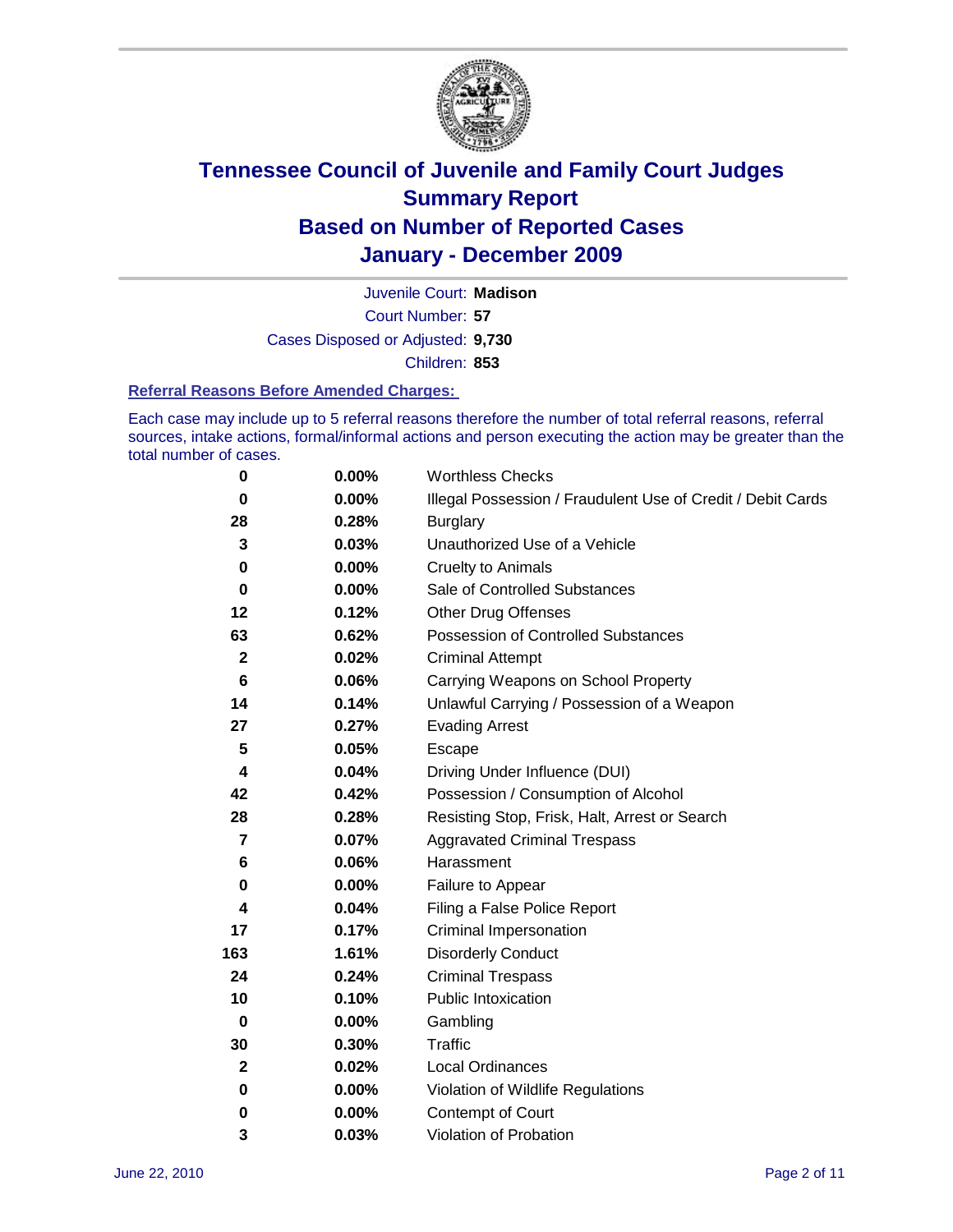# Tennessee Council of Juvenile and Family Court Judges
## Summary Report
## Based on Number of Reported Cases
## January - December 2009

Juvenile Court: **Madison**

Court Number: **57**

Cases Disposed or Adjusted: **9,730**

Children: **853**

### Referral Reasons Before Amended Charges:

Each case may include up to 5 referral reasons therefore the number of total referral reasons, referral sources, intake actions, formal/informal actions and person executing the action may be greater than the total number of cases.

| Count | Percent | Referral Reason |
|---|---|---|
| 0 | 0.00% | Worthless Checks |
| 0 | 0.00% | Illegal Possession / Fraudulent Use of Credit / Debit Cards |
| 28 | 0.28% | Burglary |
| 3 | 0.03% | Unauthorized Use of a Vehicle |
| 0 | 0.00% | Cruelty to Animals |
| 0 | 0.00% | Sale of Controlled Substances |
| 12 | 0.12% | Other Drug Offenses |
| 63 | 0.62% | Possession of Controlled Substances |
| 2 | 0.02% | Criminal Attempt |
| 6 | 0.06% | Carrying Weapons on School Property |
| 14 | 0.14% | Unlawful Carrying / Possession of a Weapon |
| 27 | 0.27% | Evading Arrest |
| 5 | 0.05% | Escape |
| 4 | 0.04% | Driving Under Influence (DUI) |
| 42 | 0.42% | Possession / Consumption of Alcohol |
| 28 | 0.28% | Resisting Stop, Frisk, Halt, Arrest or Search |
| 7 | 0.07% | Aggravated Criminal Trespass |
| 6 | 0.06% | Harassment |
| 0 | 0.00% | Failure to Appear |
| 4 | 0.04% | Filing a False Police Report |
| 17 | 0.17% | Criminal Impersonation |
| 163 | 1.61% | Disorderly Conduct |
| 24 | 0.24% | Criminal Trespass |
| 10 | 0.10% | Public Intoxication |
| 0 | 0.00% | Gambling |
| 30 | 0.30% | Traffic |
| 2 | 0.02% | Local Ordinances |
| 0 | 0.00% | Violation of Wildlife Regulations |
| 0 | 0.00% | Contempt of Court |
| 3 | 0.03% | Violation of Probation |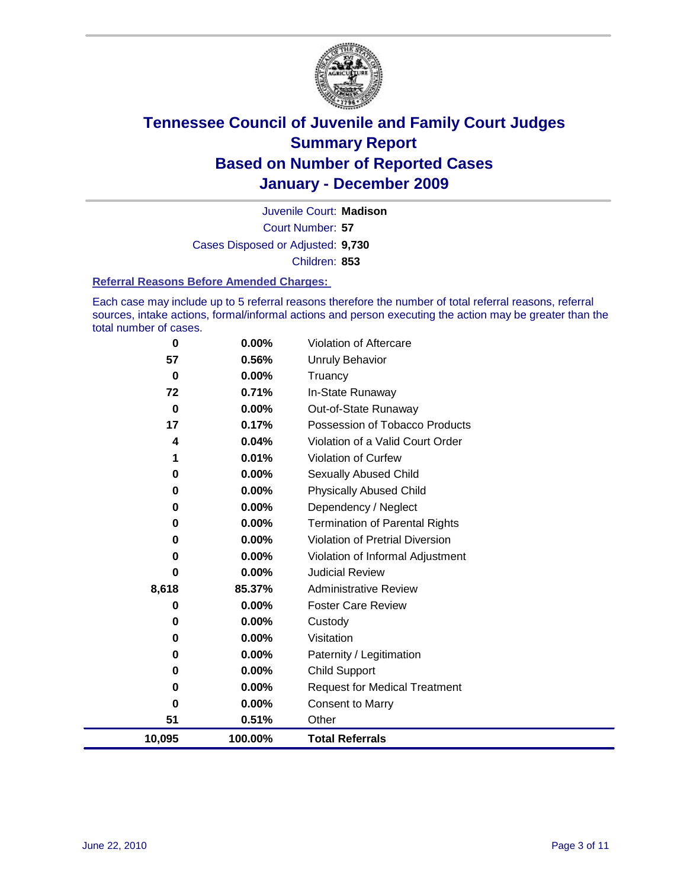# Tennessee Council of Juvenile and Family Court Judges
## Summary Report
## Based on Number of Reported Cases
## January - December 2009

Juvenile Court: **Madison**

Court Number: **57**

Cases Disposed or Adjusted: **9,730**

Children: **853**

### Referral Reasons Before Amended Charges:

Each case may include up to 5 referral reasons therefore the number of total referral reasons, referral sources, intake actions, formal/informal actions and person executing the action may be greater than the total number of cases.

| Count | Percent | Referral Reason |
|---|---|---|
| 0 | 0.00% | Violation of Aftercare |
| 57 | 0.56% | Unruly Behavior |
| 0 | 0.00% | Truancy |
| 72 | 0.71% | In-State Runaway |
| 0 | 0.00% | Out-of-State Runaway |
| 17 | 0.17% | Possession of Tobacco Products |
| 4 | 0.04% | Violation of a Valid Court Order |
| 1 | 0.01% | Violation of Curfew |
| 0 | 0.00% | Sexually Abused Child |
| 0 | 0.00% | Physically Abused Child |
| 0 | 0.00% | Dependency / Neglect |
| 0 | 0.00% | Termination of Parental Rights |
| 0 | 0.00% | Violation of Pretrial Diversion |
| 0 | 0.00% | Violation of Informal Adjustment |
| 0 | 0.00% | Judicial Review |
| 8,618 | 85.37% | Administrative Review |
| 0 | 0.00% | Foster Care Review |
| 0 | 0.00% | Custody |
| 0 | 0.00% | Visitation |
| 0 | 0.00% | Paternity / Legitimation |
| 0 | 0.00% | Child Support |
| 0 | 0.00% | Request for Medical Treatment |
| 0 | 0.00% | Consent to Marry |
| 51 | 0.51% | Other |
| **10,095** | **100.00%** | **Total Referrals** |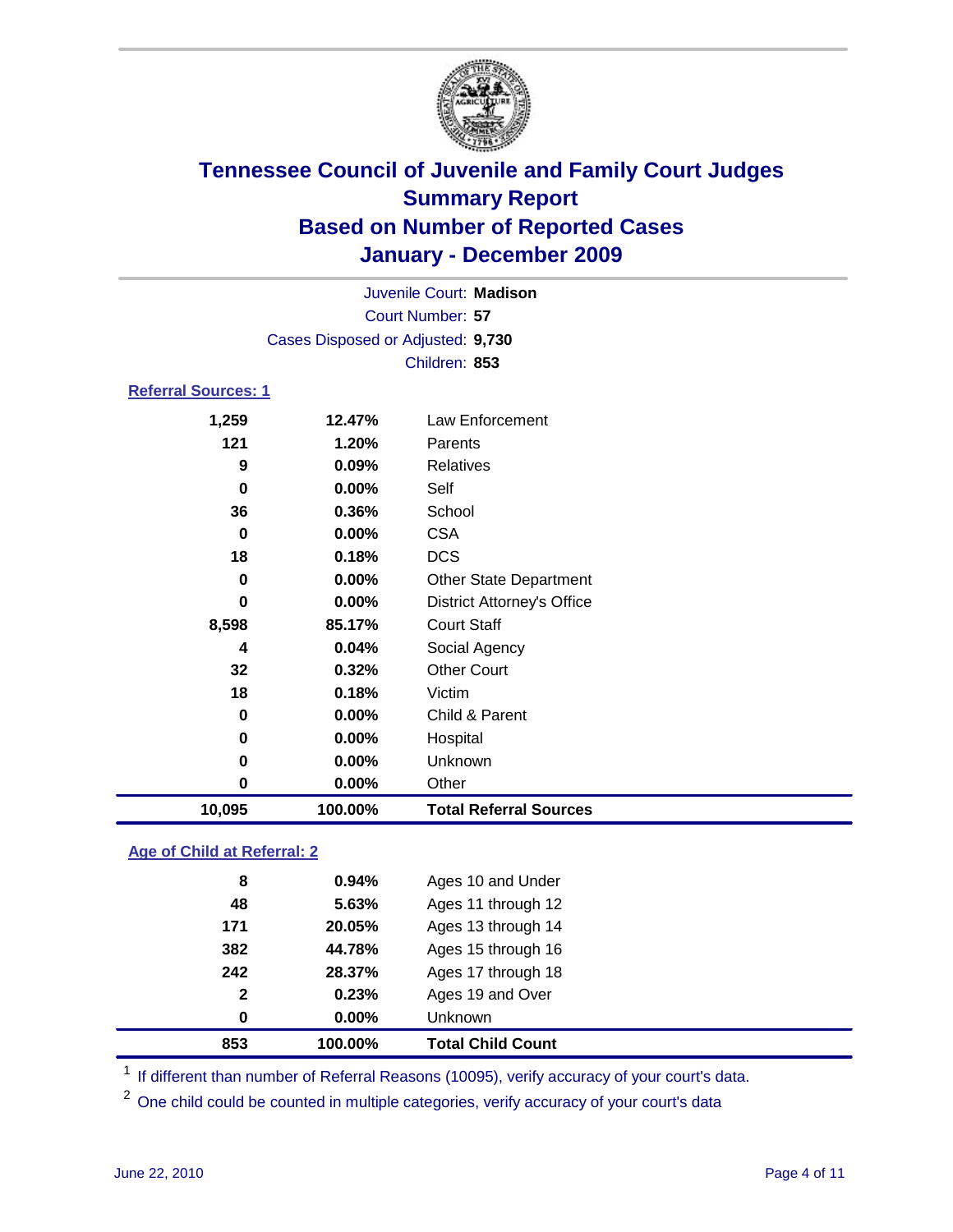# Tennessee Council of Juvenile and Family Court Judges
## Summary Report
## Based on Number of Reported Cases
## January - December 2009

Juvenile Court: **Madison**

Court Number: **57**

Cases Disposed or Adjusted: **9,730**

Children: **853**

### Referral Sources: 1

| Count | Percent | Source |
|---|---|---|
| 1,259 | 12.47% | Law Enforcement |
| 121 | 1.20% | Parents |
| 9 | 0.09% | Relatives |
| 0 | 0.00% | Self |
| 36 | 0.36% | School |
| 0 | 0.00% | CSA |
| 18 | 0.18% | DCS |
| 0 | 0.00% | Other State Department |
| 0 | 0.00% | District Attorney's Office |
| 8,598 | 85.17% | Court Staff |
| 4 | 0.04% | Social Agency |
| 32 | 0.32% | Other Court |
| 18 | 0.18% | Victim |
| 0 | 0.00% | Child & Parent |
| 0 | 0.00% | Hospital |
| 0 | 0.00% | Unknown |
| 0 | 0.00% | Other |
| **10,095** | **100.00%** | **Total Referral Sources** |

### Age of Child at Referral: 2

| Count | Percent | Age |
|---|---|---|
| 8 | 0.94% | Ages 10 and Under |
| 48 | 5.63% | Ages 11 through 12 |
| 171 | 20.05% | Ages 13 through 14 |
| 382 | 44.78% | Ages 15 through 16 |
| 242 | 28.37% | Ages 17 through 18 |
| 2 | 0.23% | Ages 19 and Over |
| 0 | 0.00% | Unknown |
| **853** | **100.00%** | **Total Child Count** |

[1] If different than number of Referral Reasons (10095), verify accuracy of your court's data.

[2] One child could be counted in multiple categories, verify accuracy of your court's data

June 22, 2010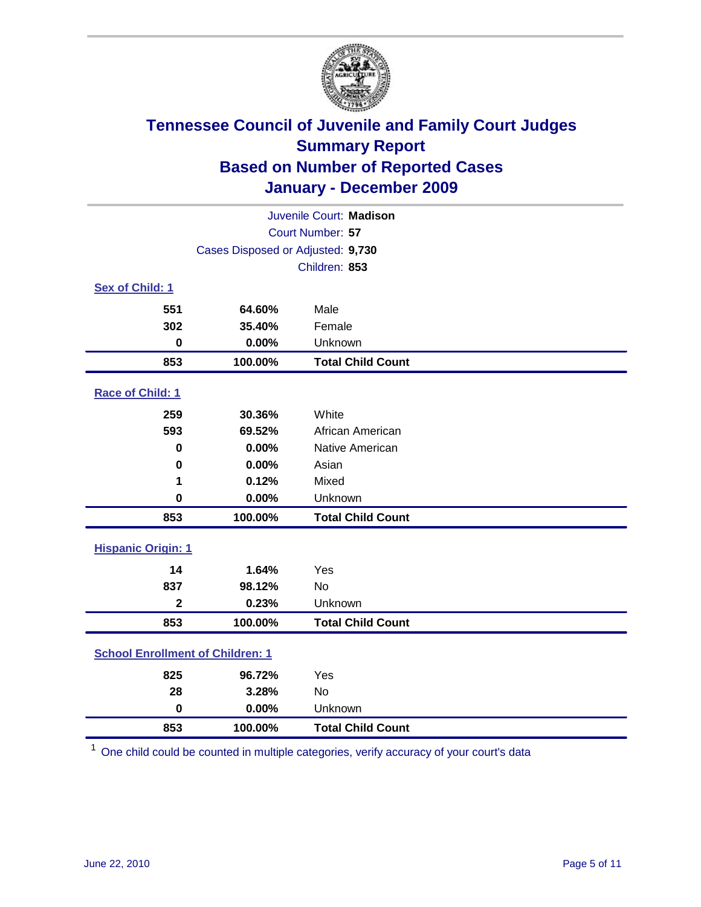# Tennessee Council of Juvenile and Family Court Judges
## Summary Report
## Based on Number of Reported Cases
## January - December 2009

Juvenile Court: **Madison**

Court Number: **57**

Cases Disposed or Adjusted: **9,730**

Children: **853**

### Sex of Child: 1

| | | |
|---|---|---|
| 551 | 64.60% | Male |
| 302 | 35.40% | Female |
| 0 | 0.00% | Unknown |
| **853** | **100.00%** | **Total Child Count** |

### Race of Child: 1

| | | |
|---|---|---|
| 259 | 30.36% | White |
| 593 | 69.52% | African American |
| 0 | 0.00% | Native American |
| 0 | 0.00% | Asian |
| 1 | 0.12% | Mixed |
| 0 | 0.00% | Unknown |
| **853** | **100.00%** | **Total Child Count** |

### Hispanic Origin: 1

| | | |
|---|---|---|
| 14 | 1.64% | Yes |
| 837 | 98.12% | No |
| 2 | 0.23% | Unknown |
| **853** | **100.00%** | **Total Child Count** |

### School Enrollment of Children: 1

| | | |
|---|---|---|
| 825 | 96.72% | Yes |
| 28 | 3.28% | No |
| 0 | 0.00% | Unknown |
| **853** | **100.00%** | **Total Child Count** |

[1] One child could be counted in multiple categories, verify accuracy of your court's data

June 22, 2010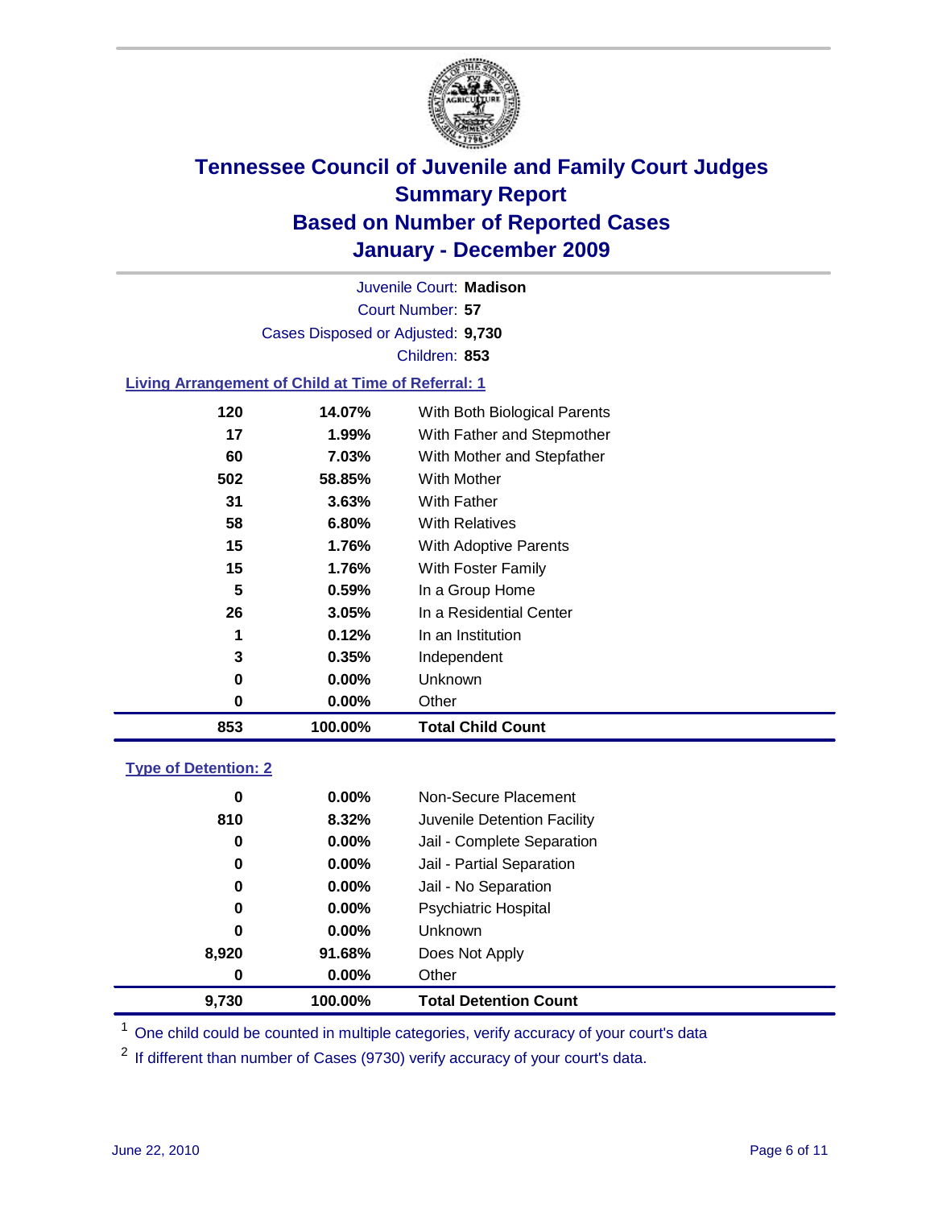# Tennessee Council of Juvenile and Family Court Judges
## Summary Report
## Based on Number of Reported Cases
## January - December 2009

Juvenile Court: **Madison**
Court Number: **57**
Cases Disposed or Adjusted: **9,730**
Children: **853**

### Living Arrangement of Child at Time of Referral: 1

| | | |
|---|---|---|
| 120 | 14.07% | With Both Biological Parents |
| 17 | 1.99% | With Father and Stepmother |
| 60 | 7.03% | With Mother and Stepfather |
| 502 | 58.85% | With Mother |
| 31 | 3.63% | With Father |
| 58 | 6.80% | With Relatives |
| 15 | 1.76% | With Adoptive Parents |
| 15 | 1.76% | With Foster Family |
| 5 | 0.59% | In a Group Home |
| 26 | 3.05% | In a Residential Center |
| 1 | 0.12% | In an Institution |
| 3 | 0.35% | Independent |
| 0 | 0.00% | Unknown |
| 0 | 0.00% | Other |
| **853** | **100.00%** | **Total Child Count** |

### Type of Detention: 2

| | | |
|---|---|---|
| 0 | 0.00% | Non-Secure Placement |
| 810 | 8.32% | Juvenile Detention Facility |
| 0 | 0.00% | Jail - Complete Separation |
| 0 | 0.00% | Jail - Partial Separation |
| 0 | 0.00% | Jail - No Separation |
| 0 | 0.00% | Psychiatric Hospital |
| 0 | 0.00% | Unknown |
| 8,920 | 91.68% | Does Not Apply |
| 0 | 0.00% | Other |
| **9,730** | **100.00%** | **Total Detention Count** |

[1] One child could be counted in multiple categories, verify accuracy of your court's data

[2] If different than number of Cases (9730) verify accuracy of your court's data.

June 22, 2010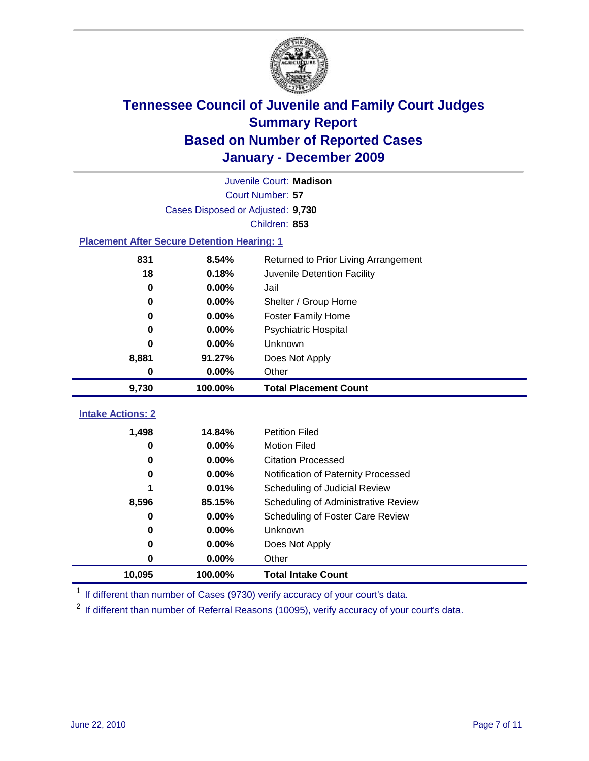# Tennessee Council of Juvenile and Family Court Judges
## Summary Report
## Based on Number of Reported Cases
## January - December 2009

Juvenile Court: **Madison**

Court Number: **57**

Cases Disposed or Adjusted: **9,730**

Children: **853**

### Placement After Secure Detention Hearing: 1

| Count | Percent | Placement |
|---|---|---|
| 831 | 8.54% | Returned to Prior Living Arrangement |
| 18 | 0.18% | Juvenile Detention Facility |
| 0 | 0.00% | Jail |
| 0 | 0.00% | Shelter / Group Home |
| 0 | 0.00% | Foster Family Home |
| 0 | 0.00% | Psychiatric Hospital |
| 0 | 0.00% | Unknown |
| 8,881 | 91.27% | Does Not Apply |
| 0 | 0.00% | Other |
| **9,730** | **100.00%** | **Total Placement Count** |

### Intake Actions: 2

| Count | Percent | Intake Action |
|---|---|---|
| 1,498 | 14.84% | Petition Filed |
| 0 | 0.00% | Motion Filed |
| 0 | 0.00% | Citation Processed |
| 0 | 0.00% | Notification of Paternity Processed |
| 1 | 0.01% | Scheduling of Judicial Review |
| 8,596 | 85.15% | Scheduling of Administrative Review |
| 0 | 0.00% | Scheduling of Foster Care Review |
| 0 | 0.00% | Unknown |
| 0 | 0.00% | Does Not Apply |
| 0 | 0.00% | Other |
| **10,095** | **100.00%** | **Total Intake Count** |

[1] If different than number of Cases (9730) verify accuracy of your court's data.

[2] If different than number of Referral Reasons (10095), verify accuracy of your court's data.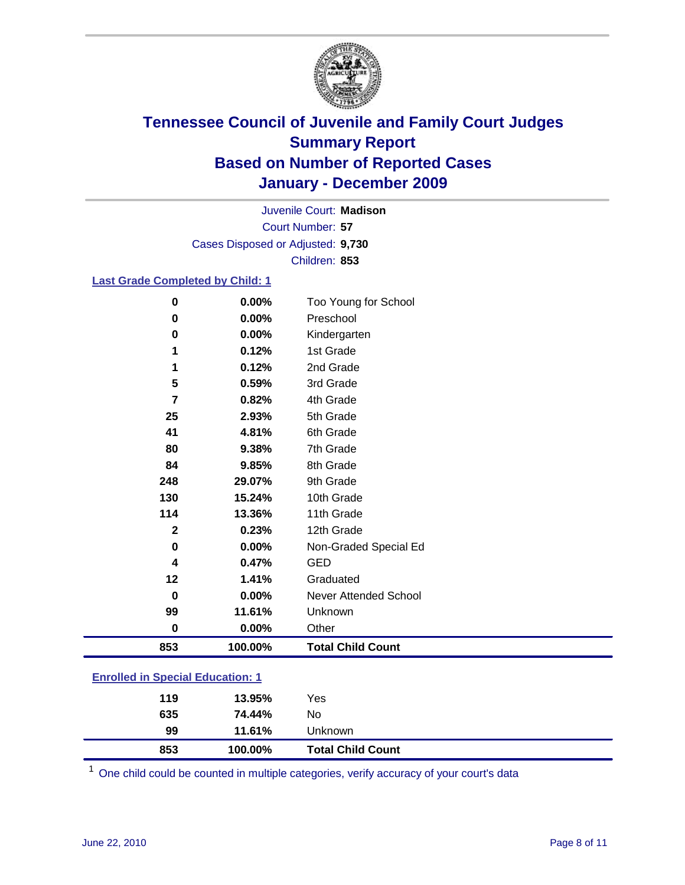# Tennessee Council of Juvenile and Family Court Judges
## Summary Report
## Based on Number of Reported Cases
## January - December 2009

Juvenile Court: **Madison**

Court Number: **57**

Cases Disposed or Adjusted: **9,730**

Children: **853**

### Last Grade Completed by Child: 1

| Count | Percent | Category |
|---|---|---|
| 0 | 0.00% | Too Young for School |
| 0 | 0.00% | Preschool |
| 0 | 0.00% | Kindergarten |
| 1 | 0.12% | 1st Grade |
| 1 | 0.12% | 2nd Grade |
| 5 | 0.59% | 3rd Grade |
| 7 | 0.82% | 4th Grade |
| 25 | 2.93% | 5th Grade |
| 41 | 4.81% | 6th Grade |
| 80 | 9.38% | 7th Grade |
| 84 | 9.85% | 8th Grade |
| 248 | 29.07% | 9th Grade |
| 130 | 15.24% | 10th Grade |
| 114 | 13.36% | 11th Grade |
| 2 | 0.23% | 12th Grade |
| 0 | 0.00% | Non-Graded Special Ed |
| 4 | 0.47% | GED |
| 12 | 1.41% | Graduated |
| 0 | 0.00% | Never Attended School |
| 99 | 11.61% | Unknown |
| 0 | 0.00% | Other |
| **853** | **100.00%** | **Total Child Count** |

### Enrolled in Special Education: 1

| Count | Percent | Category |
|---|---|---|
| 119 | 13.95% | Yes |
| 635 | 74.44% | No |
| 99 | 11.61% | Unknown |
| **853** | **100.00%** | **Total Child Count** |

[1] One child could be counted in multiple categories, verify accuracy of your court's data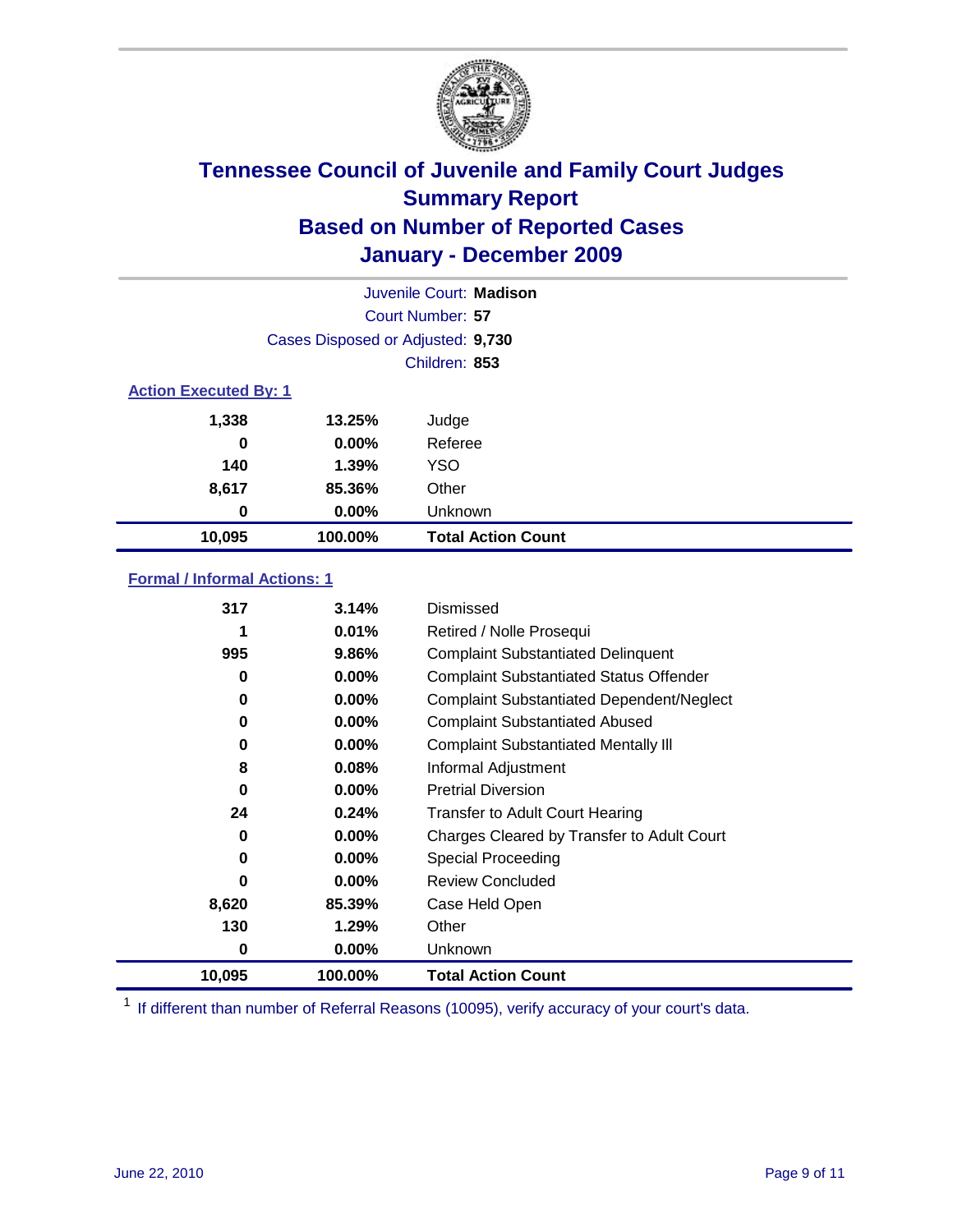# Tennessee Council of Juvenile and Family Court Judges
## Summary Report
## Based on Number of Reported Cases
## January - December 2009

Juvenile Court: **Madison**

Court Number: **57**

Cases Disposed or Adjusted: **9,730**

Children: **853**

### Action Executed By: 1

| | | |
|---|---|---|
| 1,338 | 13.25% | Judge |
| 0 | 0.00% | Referee |
| 140 | 1.39% | YSO |
| 8,617 | 85.36% | Other |
| 0 | 0.00% | Unknown |
| **10,095** | **100.00%** | **Total Action Count** |

### Formal / Informal Actions: 1

| | | |
|---|---|---|
| 317 | 3.14% | Dismissed |
| 1 | 0.01% | Retired / Nolle Prosequi |
| 995 | 9.86% | Complaint Substantiated Delinquent |
| 0 | 0.00% | Complaint Substantiated Status Offender |
| 0 | 0.00% | Complaint Substantiated Dependent/Neglect |
| 0 | 0.00% | Complaint Substantiated Abused |
| 0 | 0.00% | Complaint Substantiated Mentally Ill |
| 8 | 0.08% | Informal Adjustment |
| 0 | 0.00% | Pretrial Diversion |
| 24 | 0.24% | Transfer to Adult Court Hearing |
| 0 | 0.00% | Charges Cleared by Transfer to Adult Court |
| 0 | 0.00% | Special Proceeding |
| 0 | 0.00% | Review Concluded |
| 8,620 | 85.39% | Case Held Open |
| 130 | 1.29% | Other |
| 0 | 0.00% | Unknown |
| **10,095** | **100.00%** | **Total Action Count** |

[1] If different than number of Referral Reasons (10095), verify accuracy of your court's data.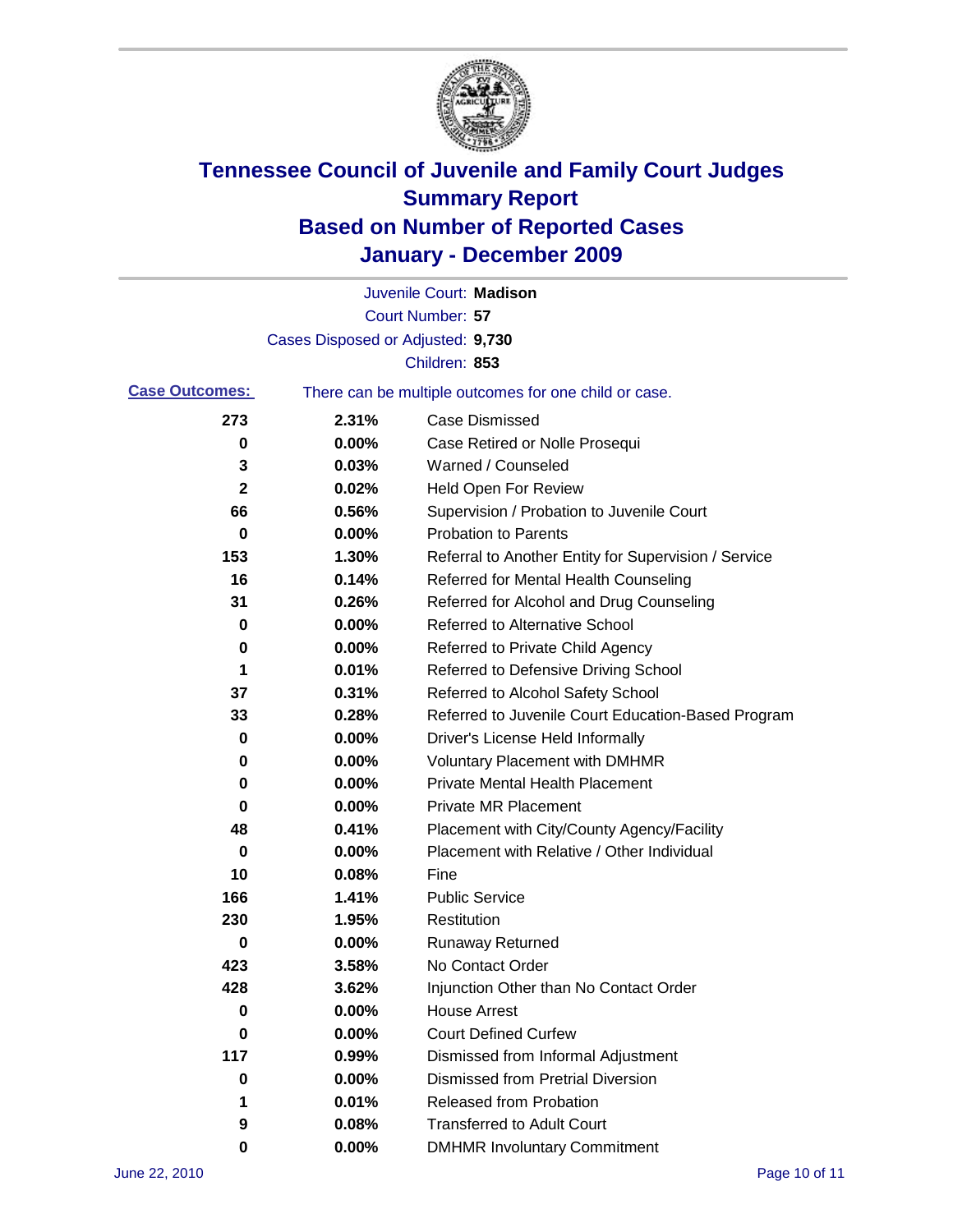# Tennessee Council of Juvenile and Family Court Judges
## Summary Report
## Based on Number of Reported Cases
## January - December 2009

Juvenile Court: **Madison**

Court Number: **57**

Cases Disposed or Adjusted: **9,730**

Children: **853**

**Case Outcomes:** There can be multiple outcomes for one child or case.

| Count | Percent | Outcome |
|---|---|---|
| 273 | 2.31% | Case Dismissed |
| 0 | 0.00% | Case Retired or Nolle Prosequi |
| 3 | 0.03% | Warned / Counseled |
| 2 | 0.02% | Held Open For Review |
| 66 | 0.56% | Supervision / Probation to Juvenile Court |
| 0 | 0.00% | Probation to Parents |
| 153 | 1.30% | Referral to Another Entity for Supervision / Service |
| 16 | 0.14% | Referred for Mental Health Counseling |
| 31 | 0.26% | Referred for Alcohol and Drug Counseling |
| 0 | 0.00% | Referred to Alternative School |
| 0 | 0.00% | Referred to Private Child Agency |
| 1 | 0.01% | Referred to Defensive Driving School |
| 37 | 0.31% | Referred to Alcohol Safety School |
| 33 | 0.28% | Referred to Juvenile Court Education-Based Program |
| 0 | 0.00% | Driver's License Held Informally |
| 0 | 0.00% | Voluntary Placement with DMHMR |
| 0 | 0.00% | Private Mental Health Placement |
| 0 | 0.00% | Private MR Placement |
| 48 | 0.41% | Placement with City/County Agency/Facility |
| 0 | 0.00% | Placement with Relative / Other Individual |
| 10 | 0.08% | Fine |
| 166 | 1.41% | Public Service |
| 230 | 1.95% | Restitution |
| 0 | 0.00% | Runaway Returned |
| 423 | 3.58% | No Contact Order |
| 428 | 3.62% | Injunction Other than No Contact Order |
| 0 | 0.00% | House Arrest |
| 0 | 0.00% | Court Defined Curfew |
| 117 | 0.99% | Dismissed from Informal Adjustment |
| 0 | 0.00% | Dismissed from Pretrial Diversion |
| 1 | 0.01% | Released from Probation |
| 9 | 0.08% | Transferred to Adult Court |
| 0 | 0.00% | DMHMR Involuntary Commitment |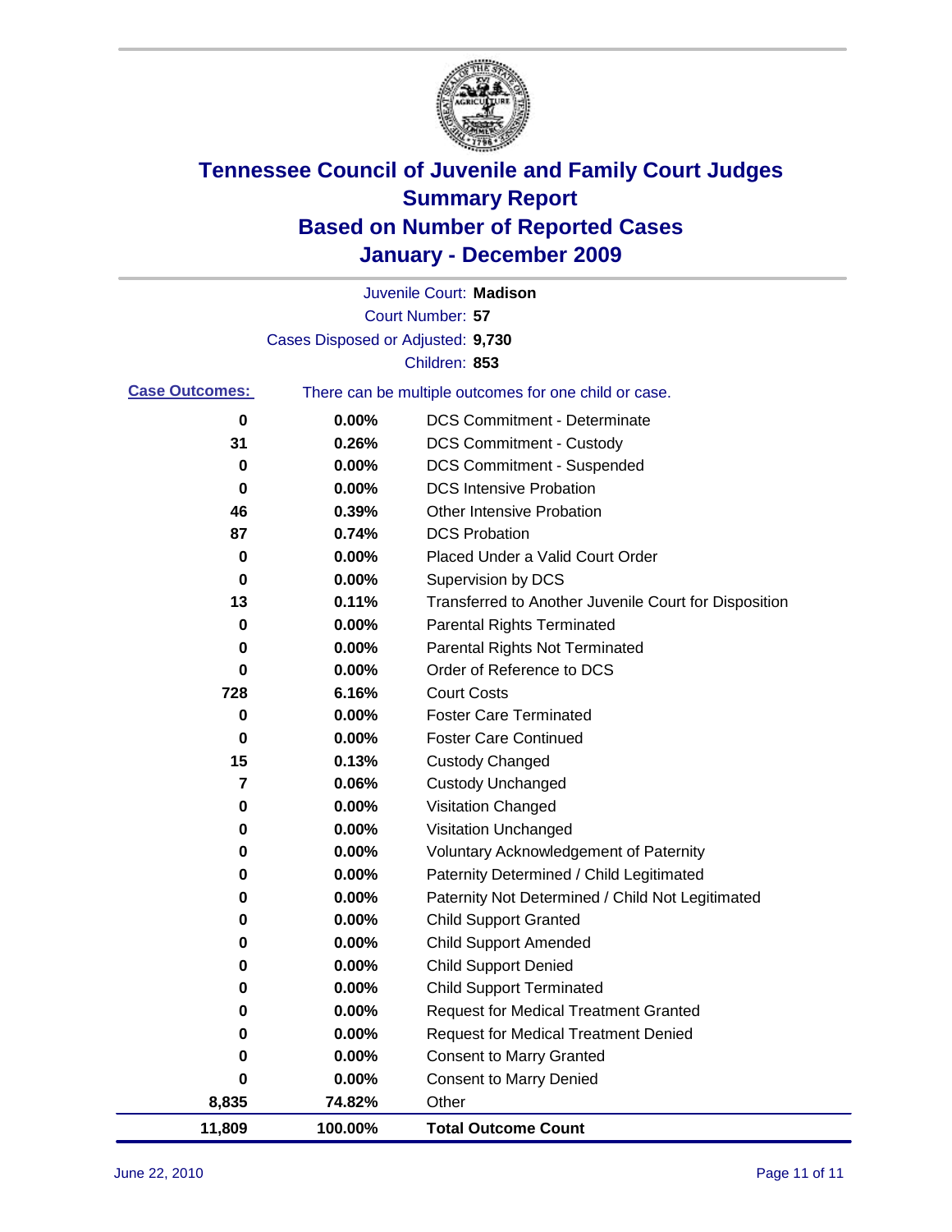# Tennessee Council of Juvenile and Family Court Judges
## Summary Report
## Based on Number of Reported Cases
## January - December 2009

Juvenile Court: **Madison**

Court Number: **57**

Cases Disposed or Adjusted: **9,730**

Children: **853**

**Case Outcomes:** There can be multiple outcomes for one child or case.

| | | |
|---|---|---|
| 0 | 0.00% | DCS Commitment - Determinate |
| 31 | 0.26% | DCS Commitment - Custody |
| 0 | 0.00% | DCS Commitment - Suspended |
| 0 | 0.00% | DCS Intensive Probation |
| 46 | 0.39% | Other Intensive Probation |
| 87 | 0.74% | DCS Probation |
| 0 | 0.00% | Placed Under a Valid Court Order |
| 0 | 0.00% | Supervision by DCS |
| 13 | 0.11% | Transferred to Another Juvenile Court for Disposition |
| 0 | 0.00% | Parental Rights Terminated |
| 0 | 0.00% | Parental Rights Not Terminated |
| 0 | 0.00% | Order of Reference to DCS |
| 728 | 6.16% | Court Costs |
| 0 | 0.00% | Foster Care Terminated |
| 0 | 0.00% | Foster Care Continued |
| 15 | 0.13% | Custody Changed |
| 7 | 0.06% | Custody Unchanged |
| 0 | 0.00% | Visitation Changed |
| 0 | 0.00% | Visitation Unchanged |
| 0 | 0.00% | Voluntary Acknowledgement of Paternity |
| 0 | 0.00% | Paternity Determined / Child Legitimated |
| 0 | 0.00% | Paternity Not Determined / Child Not Legitimated |
| 0 | 0.00% | Child Support Granted |
| 0 | 0.00% | Child Support Amended |
| 0 | 0.00% | Child Support Denied |
| 0 | 0.00% | Child Support Terminated |
| 0 | 0.00% | Request for Medical Treatment Granted |
| 0 | 0.00% | Request for Medical Treatment Denied |
| 0 | 0.00% | Consent to Marry Granted |
| 0 | 0.00% | Consent to Marry Denied |
| 8,835 | 74.82% | Other |
| **11,809** | **100.00%** | **Total Outcome Count** |

June 22, 2010